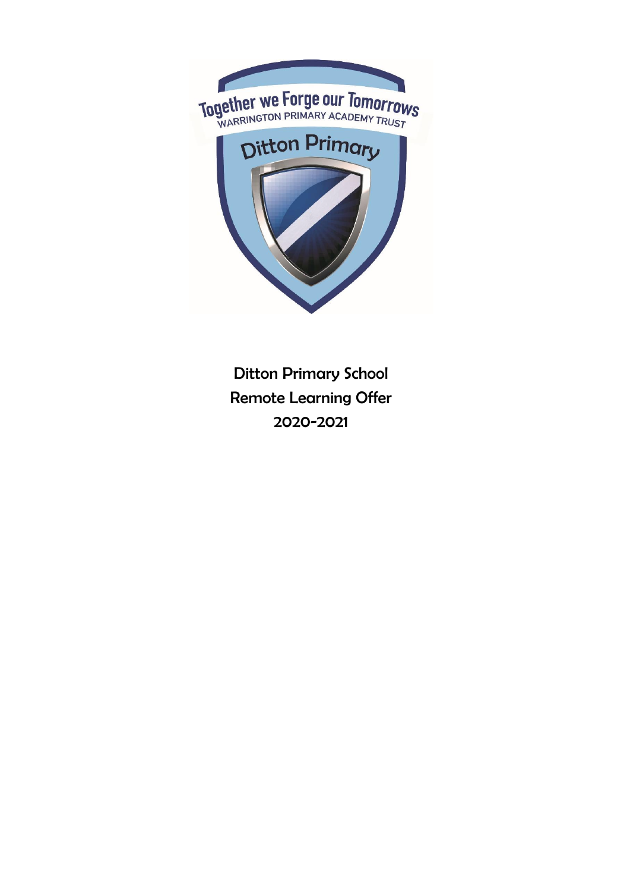# Ditton Primary School
# Remote Learning Offer
# 2020-2021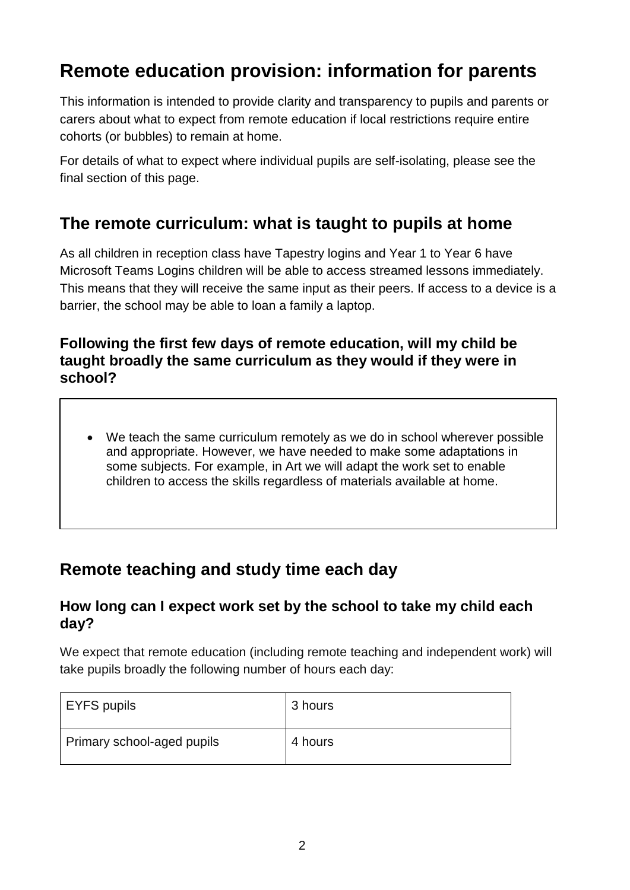# Remote education provision: information for parents

This information is intended to provide clarity and transparency to pupils and parents or carers about what to expect from remote education if local restrictions require entire cohorts (or bubbles) to remain at home.

For details of what to expect where individual pupils are self-isolating, please see the final section of this page.

## The remote curriculum: what is taught to pupils at home

As all children in reception class have Tapestry logins and Year 1 to Year 6 have Microsoft Teams Logins children will be able to access streamed lessons immediately. This means that they will receive the same input as their peers. If access to a device is a barrier, the school may be able to loan a family a laptop.

### Following the first few days of remote education, will my child be taught broadly the same curriculum as they would if they were in school?

- We teach the same curriculum remotely as we do in school wherever possible and appropriate. However, we have needed to make some adaptations in some subjects. For example, in Art we will adapt the work set to enable children to access the skills regardless of materials available at home.

## Remote teaching and study time each day

### How long can I expect work set by the school to take my child each day?

We expect that remote education (including remote teaching and independent work) will take pupils broadly the following number of hours each day:

| | |
|---|---|
| EYFS pupils | 3 hours |
| Primary school-aged pupils | 4 hours |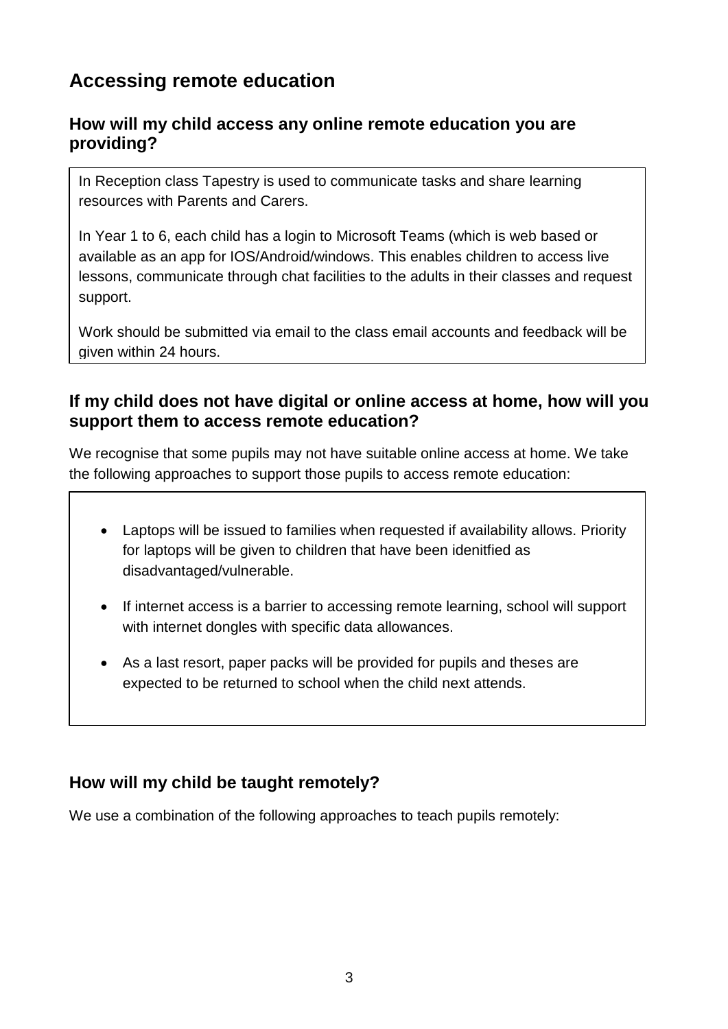## Accessing remote education

### How will my child access any online remote education you are providing?

In Reception class Tapestry is used to communicate tasks and share learning resources with Parents and Carers.

In Year 1 to 6, each child has a login to Microsoft Teams (which is web based or available as an app for IOS/Android/windows. This enables children to access live lessons, communicate through chat facilities to the adults in their classes and request support.

Work should be submitted via email to the class email accounts and feedback will be given within 24 hours.

### If my child does not have digital or online access at home, how will you support them to access remote education?

We recognise that some pupils may not have suitable online access at home. We take the following approaches to support those pupils to access remote education:

- Laptops will be issued to families when requested if availability allows. Priority for laptops will be given to children that have been idenitfied as disadvantaged/vulnerable.
- If internet access is a barrier to accessing remote learning, school will support with internet dongles with specific data allowances.
- As a last resort, paper packs will be provided for pupils and theses are expected to be returned to school when the child next attends.

### How will my child be taught remotely?

We use a combination of the following approaches to teach pupils remotely: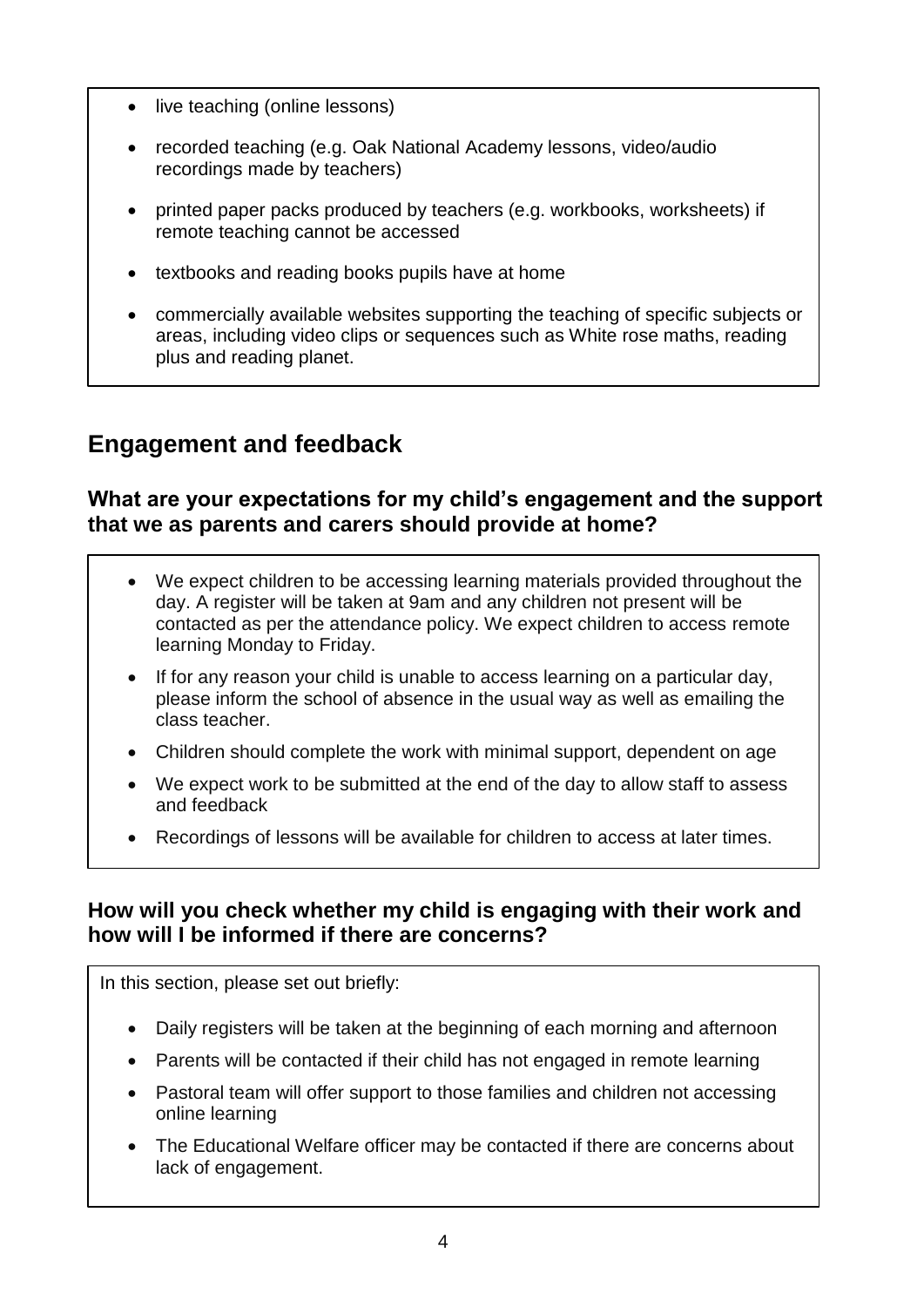- live teaching (online lessons)
- recorded teaching (e.g. Oak National Academy lessons, video/audio recordings made by teachers)
- printed paper packs produced by teachers (e.g. workbooks, worksheets) if remote teaching cannot be accessed
- textbooks and reading books pupils have at home
- commercially available websites supporting the teaching of specific subjects or areas, including video clips or sequences such as White rose maths, reading plus and reading planet.

## Engagement and feedback

### What are your expectations for my child's engagement and the support that we as parents and carers should provide at home?

- We expect children to be accessing learning materials provided throughout the day. A register will be taken at 9am and any children not present will be contacted as per the attendance policy. We expect children to access remote learning Monday to Friday.
- If for any reason your child is unable to access learning on a particular day, please inform the school of absence in the usual way as well as emailing the class teacher.
- Children should complete the work with minimal support, dependent on age
- We expect work to be submitted at the end of the day to allow staff to assess and feedback
- Recordings of lessons will be available for children to access at later times.

### How will you check whether my child is engaging with their work and how will I be informed if there are concerns?

In this section, please set out briefly:

- Daily registers will be taken at the beginning of each morning and afternoon
- Parents will be contacted if their child has not engaged in remote learning
- Pastoral team will offer support to those families and children not accessing online learning
- The Educational Welfare officer may be contacted if there are concerns about lack of engagement.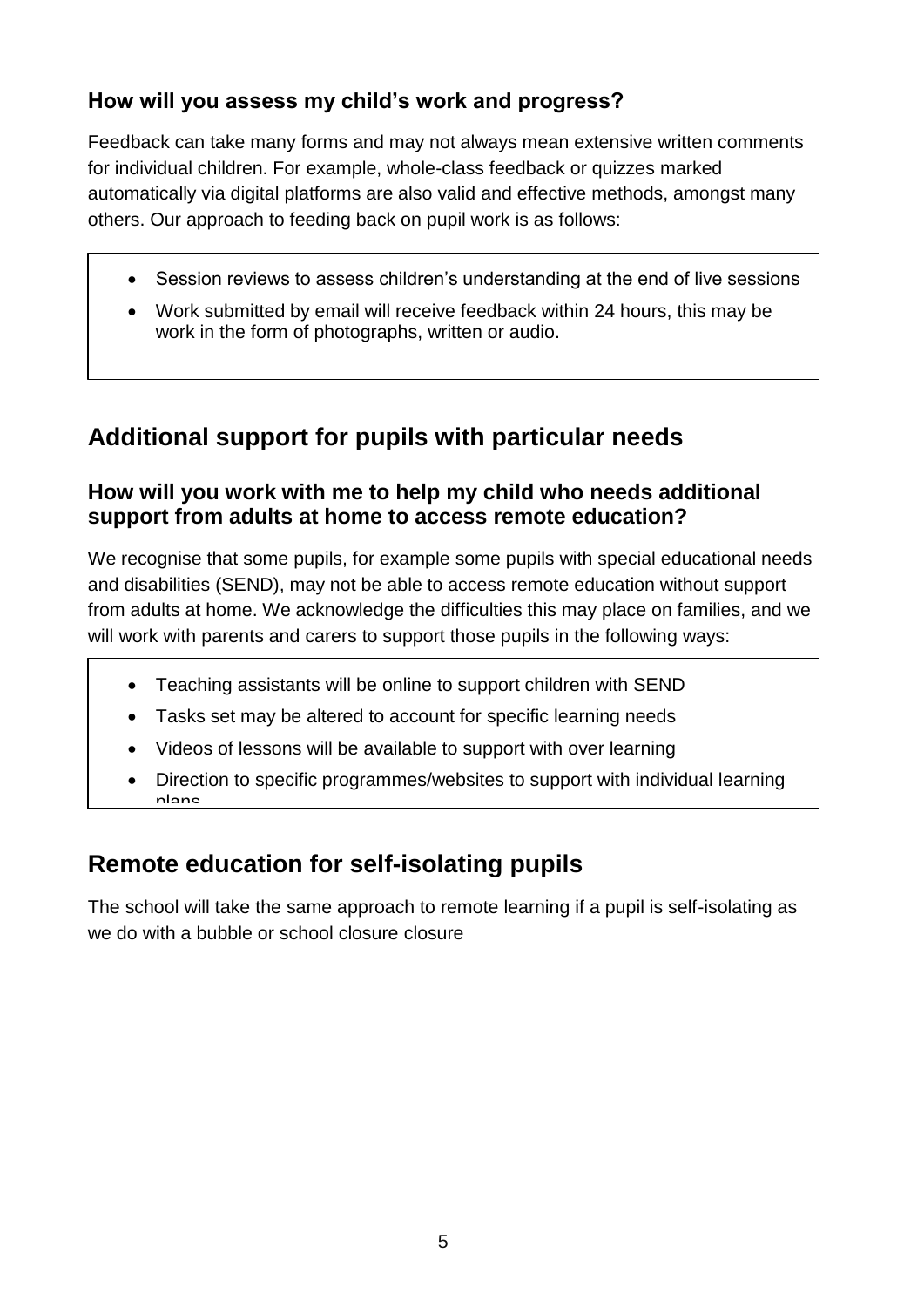### How will you assess my child's work and progress?

Feedback can take many forms and may not always mean extensive written comments for individual children. For example, whole-class feedback or quizzes marked automatically via digital platforms are also valid and effective methods, amongst many others. Our approach to feeding back on pupil work is as follows:

- Session reviews to assess children's understanding at the end of live sessions
- Work submitted by email will receive feedback within 24 hours, this may be work in the form of photographs, written or audio.

## Additional support for pupils with particular needs

### How will you work with me to help my child who needs additional support from adults at home to access remote education?

We recognise that some pupils, for example some pupils with special educational needs and disabilities (SEND), may not be able to access remote education without support from adults at home. We acknowledge the difficulties this may place on families, and we will work with parents and carers to support those pupils in the following ways:

- Teaching assistants will be online to support children with SEND
- Tasks set may be altered to account for specific learning needs
- Videos of lessons will be available to support with over learning
- Direction to specific programmes/websites to support with individual learning plans

## Remote education for self-isolating pupils

The school will take the same approach to remote learning if a pupil is self-isolating as we do with a bubble or school closure closure